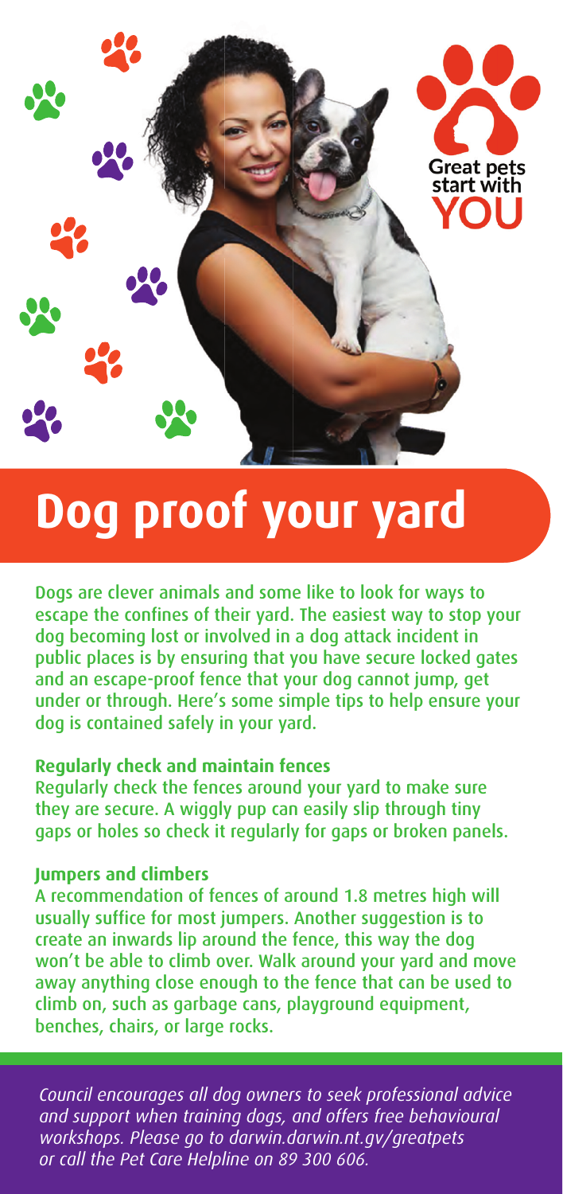Great pets start with YOU

# Dog proof your yard

Dogs are clever animals and some like to look for ways to escape the confines of their yard. The easiest way to stop your dog becoming lost or involved in a dog attack incident in public places is by ensuring that you have secure locked gates and an escape-proof fence that your dog cannot jump, get under or through. Here's some simple tips to help ensure your dog is contained safely in your yard.

**Regularly check and maintain fences**

Regularly check the fences around your yard to make sure they are secure. A wiggly pup can easily slip through tiny gaps or holes so check it regularly for gaps or broken panels.

**Jumpers and climbers**

A recommendation of fences of around 1.8 metres high will usually suffice for most jumpers. Another suggestion is to create an inwards lip around the fence, this way the dog won't be able to climb over. Walk around your yard and move away anything close enough to the fence that can be used to climb on, such as garbage cans, playground equipment, benches, chairs, or large rocks.

*Council encourages all dog owners to seek professional advice and support when training dogs, and offers free behavioural workshops. Please go to darwin.darwin.nt.gv/greatpets or call the Pet Care Helpline on 89 300 606.*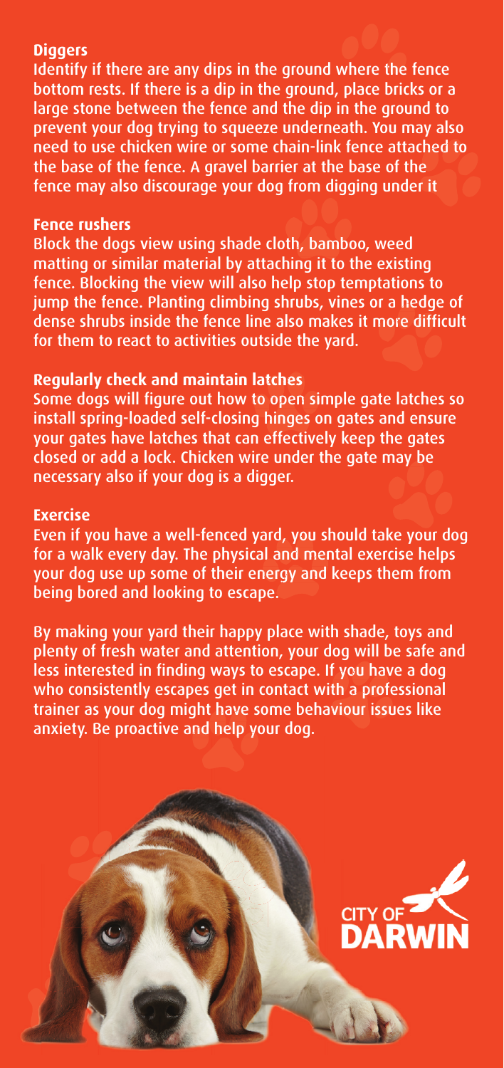### Diggers

Identify if there are any dips in the ground where the fence bottom rests. If there is a dip in the ground, place bricks or a large stone between the fence and the dip in the ground to prevent your dog trying to squeeze underneath. You may also need to use chicken wire or some chain-link fence attached to the base of the fence. A gravel barrier at the base of the fence may also discourage your dog from digging under it

### Fence rushers

Block the dogs view using shade cloth, bamboo, weed matting or similar material by attaching it to the existing fence. Blocking the view will also help stop temptations to jump the fence. Planting climbing shrubs, vines or a hedge of dense shrubs inside the fence line also makes it more difficult for them to react to activities outside the yard.

### Regularly check and maintain latches

Some dogs will figure out how to open simple gate latches so install spring-loaded self-closing hinges on gates and ensure your gates have latches that can effectively keep the gates closed or add a lock. Chicken wire under the gate may be necessary also if your dog is a digger.

### Exercise

Even if you have a well-fenced yard, you should take your dog for a walk every day. The physical and mental exercise helps your dog use up some of their energy and keeps them from being bored and looking to escape.

By making your yard their happy place with shade, toys and plenty of fresh water and attention, your dog will be safe and less interested in finding ways to escape. If you have a dog who consistently escapes get in contact with a professional trainer as your dog might have some behaviour issues like anxiety. Be proactive and help your dog.

CITY OF DARWIN